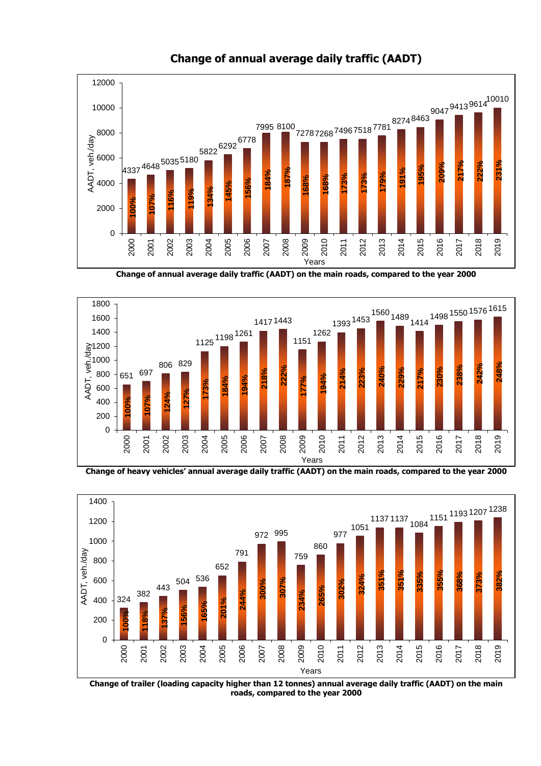## Change of annual average daily traffic (AADT)

| Year | AADT, veh./day | % |
|---|---|---|
| 2000 | 4337 | 100% |
| 2001 | 4648 | 107% |
| 2002 | 5035 | 116% |
| 2003 | 5180 | 119% |
| 2004 | 5822 | 134% |
| 2005 | 6292 | 145% |
| 2006 | 6778 | 156% |
| 2007 | 7995 | 184% |
| 2008 | 8100 | 187% |
| 2009 | 7278 | 168% |
| 2010 | 7268 | 168% |
| 2011 | 7496 | 173% |
| 2012 | 7518 | 173% |
| 2013 | 7781 | 179% |
| 2014 | 8274 | 191% |
| 2015 | 8463 | 195% |
| 2016 | 9047 | 209% |
| 2017 | 9413 | 217% |
| 2018 | 9614 | 222% |
| 2019 | 10010 | 231% |

**Change of annual average daily traffic (AADT) on the main roads, compared to the year 2000**

| Year | AADT, veh./day | % |
|---|---|---|
| 2000 | 651 | 100% |
| 2001 | 697 | 107% |
| 2002 | 806 | 124% |
| 2003 | 829 | 127% |
| 2004 | 1125 | 173% |
| 2005 | 1198 | 184% |
| 2006 | 1261 | 194% |
| 2007 | 1417 | 218% |
| 2008 | 1443 | 222% |
| 2009 | 1151 | 177% |
| 2010 | 1262 | 194% |
| 2011 | 1393 | 214% |
| 2012 | 1453 | 223% |
| 2013 | 1560 | 240% |
| 2014 | 1489 | 229% |
| 2015 | 1414 | 217% |
| 2016 | 1498 | 230% |
| 2017 | 1550 | 238% |
| 2018 | 1576 | 242% |
| 2019 | 1615 | 248% |

**Change of heavy vehicles' annual average daily traffic (AADT) on the main roads, compared to the year 2000**

| Year | AADT, veh./day | % |
|---|---|---|
| 2000 | 324 | 100% |
| 2001 | 382 | 118% |
| 2002 | 443 | 137% |
| 2003 | 504 | 156% |
| 2004 | 536 | 165% |
| 2005 | 652 | 201% |
| 2006 | 791 | 244% |
| 2007 | 972 | 300% |
| 2008 | 995 | 307% |
| 2009 | 759 | 234% |
| 2010 | 860 | 265% |
| 2011 | 977 | 302% |
| 2012 | 1051 | 324% |
| 2013 | 1137 | 351% |
| 2014 | 1137 | 351% |
| 2015 | 1084 | 335% |
| 2016 | 1151 | 355% |
| 2017 | 1193 | 368% |
| 2018 | 1207 | 373% |
| 2019 | 1238 | 382% |

**Change of trailer (loading capacity higher than 12 tonnes) annual average daily traffic (AADT) on the main roads, compared to the year 2000**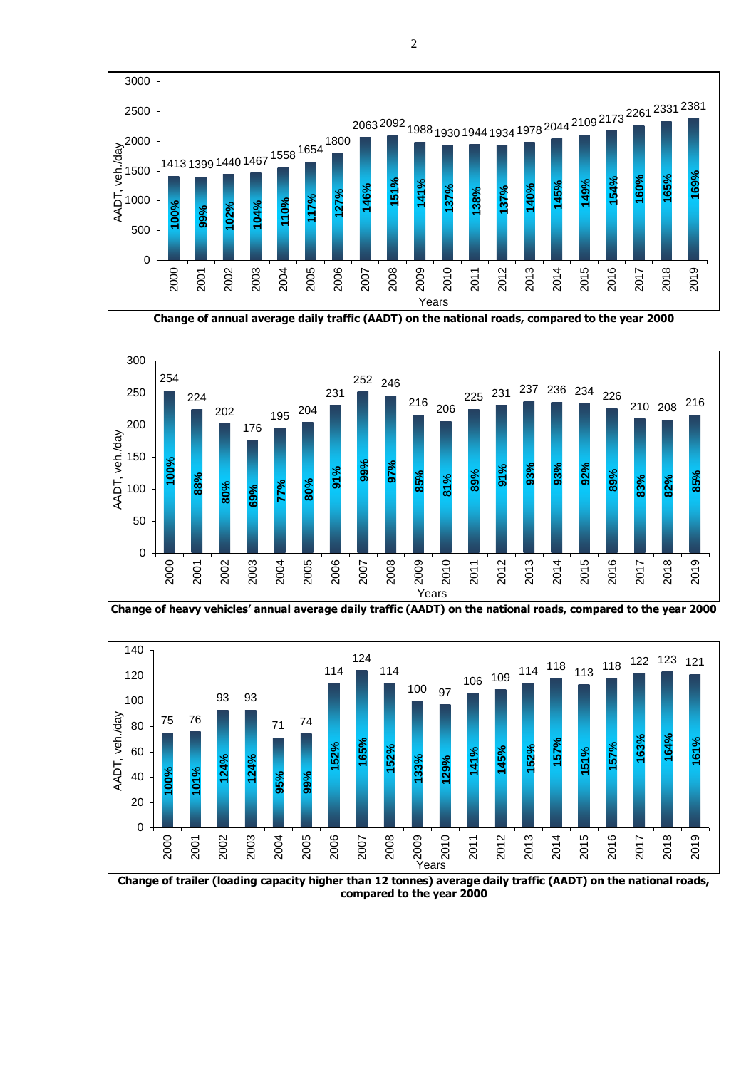| Years | 2000 | 2001 | 2002 | 2003 | 2004 | 2005 | 2006 | 2007 | 2008 | 2009 | 2010 | 2011 | 2012 | 2013 | 2014 | 2015 | 2016 | 2017 | 2018 | 2019 |
|---|---|---|---|---|---|---|---|---|---|---|---|---|---|---|---|---|---|---|---|---|
| AADT, veh./day | 1413 | 1399 | 1440 | 1467 | 1558 | 1654 | 1800 | 2063 | 2092 | 1988 | 1930 | 1944 | 1934 | 1978 | 2044 | 2109 | 2173 | 2261 | 2331 | 2381 |
| % | 100% | 99% | 102% | 104% | 110% | 117% | 127% | 146% | 151% | 141% | 137% | 138% | 137% | 140% | 145% | 149% | 154% | 160% | 165% | 169% |

**Change of annual average daily traffic (AADT) on the national roads, compared to the year 2000**

| Years | 2000 | 2001 | 2002 | 2003 | 2004 | 2005 | 2006 | 2007 | 2008 | 2009 | 2010 | 2011 | 2012 | 2013 | 2014 | 2015 | 2016 | 2017 | 2018 | 2019 |
|---|---|---|---|---|---|---|---|---|---|---|---|---|---|---|---|---|---|---|---|---|
| AADT, veh./day | 254 | 224 | 202 | 176 | 195 | 204 | 231 | 252 | 246 | 216 | 206 | 225 | 231 | 237 | 236 | 234 | 226 | 210 | 208 | 216 |
| % | 100% | 88% | 80% | 69% | 77% | 80% | 91% | 99% | 97% | 85% | 81% | 89% | 91% | 93% | 93% | 92% | 89% | 83% | 82% | 85% |

**Change of heavy vehicles' annual average daily traffic (AADT) on the national roads, compared to the year 2000**

| Years | 2000 | 2001 | 2002 | 2003 | 2004 | 2005 | 2006 | 2007 | 2008 | 2009 | 2010 | 2011 | 2012 | 2013 | 2014 | 2015 | 2016 | 2017 | 2018 | 2019 |
|---|---|---|---|---|---|---|---|---|---|---|---|---|---|---|---|---|---|---|---|---|
| AADT, veh./day | 75 | 76 | 93 | 93 | 71 | 74 | 114 | 124 | 114 | 100 | 97 | 106 | 109 | 114 | 118 | 113 | 118 | 122 | 123 | 121 |
| % | 100% | 101% | 124% | 124% | 95% | 99% | 152% | 165% | 152% | 133% | 129% | 141% | 145% | 152% | 157% | 151% | 157% | 163% | 164% | 161% |

**Change of trailer (loading capacity higher than 12 tonnes) average daily traffic (AADT) on the national roads, compared to the year 2000**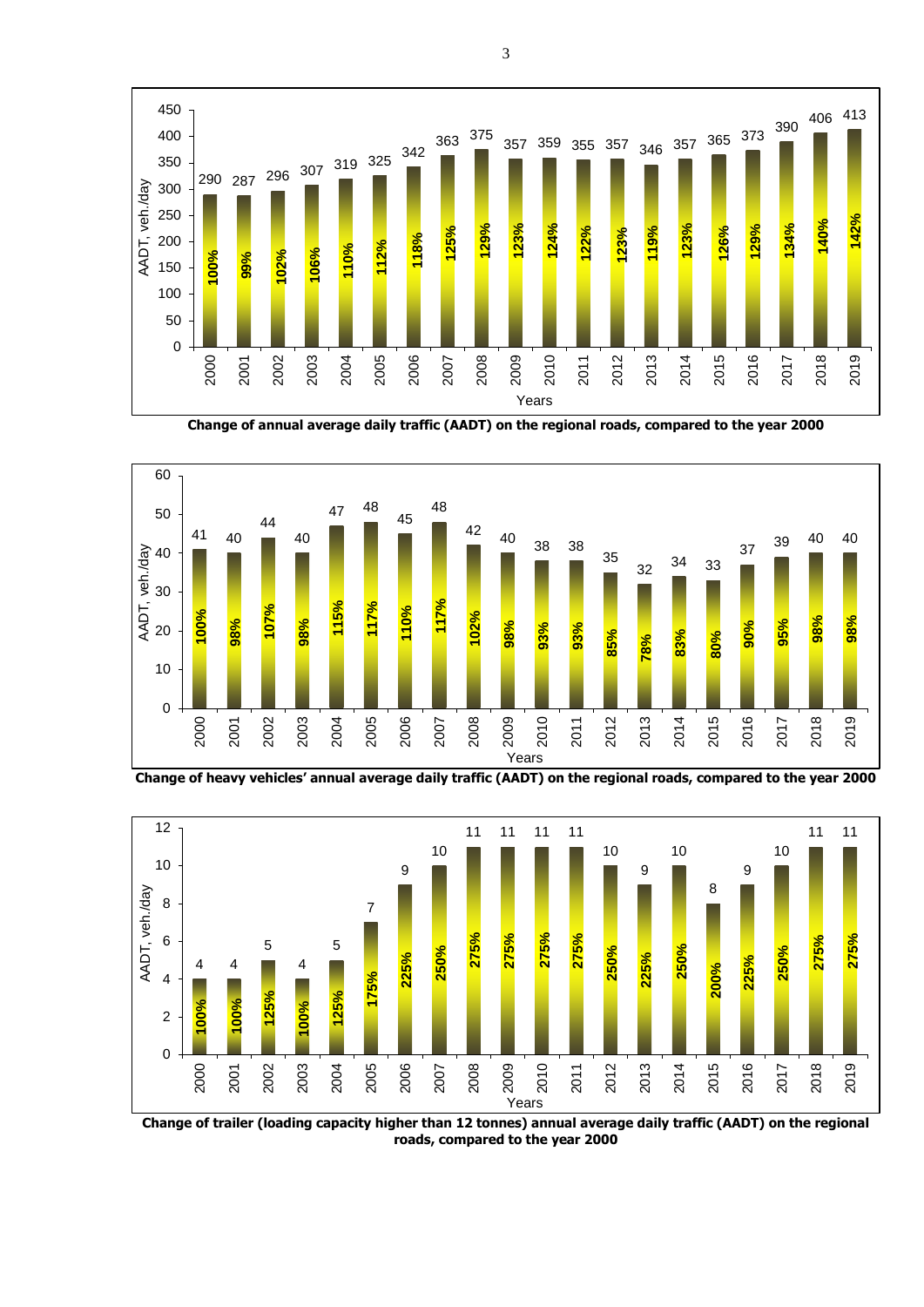| Years | 2000 | 2001 | 2002 | 2003 | 2004 | 2005 | 2006 | 2007 | 2008 | 2009 | 2010 | 2011 | 2012 | 2013 | 2014 | 2015 | 2016 | 2017 | 2018 | 2019 |
|---|---|---|---|---|---|---|---|---|---|---|---|---|---|---|---|---|---|---|---|---|
| AADT, veh./day | 290 | 287 | 296 | 307 | 319 | 325 | 342 | 363 | 375 | 357 | 359 | 355 | 357 | 346 | 357 | 365 | 373 | 390 | 406 | 413 |
| % | 100% | 99% | 102% | 106% | 110% | 112% | 118% | 125% | 129% | 123% | 124% | 122% | 123% | 119% | 123% | 126% | 129% | 134% | 140% | 142% |

**Change of annual average daily traffic (AADT) on the regional roads, compared to the year 2000**

| Years | 2000 | 2001 | 2002 | 2003 | 2004 | 2005 | 2006 | 2007 | 2008 | 2009 | 2010 | 2011 | 2012 | 2013 | 2014 | 2015 | 2016 | 2017 | 2018 | 2019 |
|---|---|---|---|---|---|---|---|---|---|---|---|---|---|---|---|---|---|---|---|---|
| AADT, veh./day | 41 | 40 | 44 | 40 | 47 | 48 | 45 | 48 | 42 | 40 | 38 | 38 | 35 | 32 | 34 | 33 | 37 | 39 | 40 | 40 |
| % | 100% | 98% | 107% | 98% | 115% | 117% | 110% | 117% | 102% | 98% | 93% | 93% | 85% | 78% | 83% | 80% | 90% | 95% | 98% | 98% |

**Change of heavy vehicles' annual average daily traffic (AADT) on the regional roads, compared to the year 2000**

| Years | 2000 | 2001 | 2002 | 2003 | 2004 | 2005 | 2006 | 2007 | 2008 | 2009 | 2010 | 2011 | 2012 | 2013 | 2014 | 2015 | 2016 | 2017 | 2018 | 2019 |
|---|---|---|---|---|---|---|---|---|---|---|---|---|---|---|---|---|---|---|---|---|
| AADT, veh./day | 4 | 4 | 5 | 4 | 5 | 7 | 9 | 10 | 11 | 11 | 11 | 11 | 10 | 9 | 10 | 8 | 9 | 10 | 11 | 11 |
| % | 100% | 100% | 125% | 100% | 125% | 175% | 225% | 250% | 275% | 275% | 275% | 275% | 250% | 225% | 250% | 200% | 225% | 250% | 275% | 275% |

**Change of trailer (loading capacity higher than 12 tonnes) annual average daily traffic (AADT) on the regional roads, compared to the year 2000**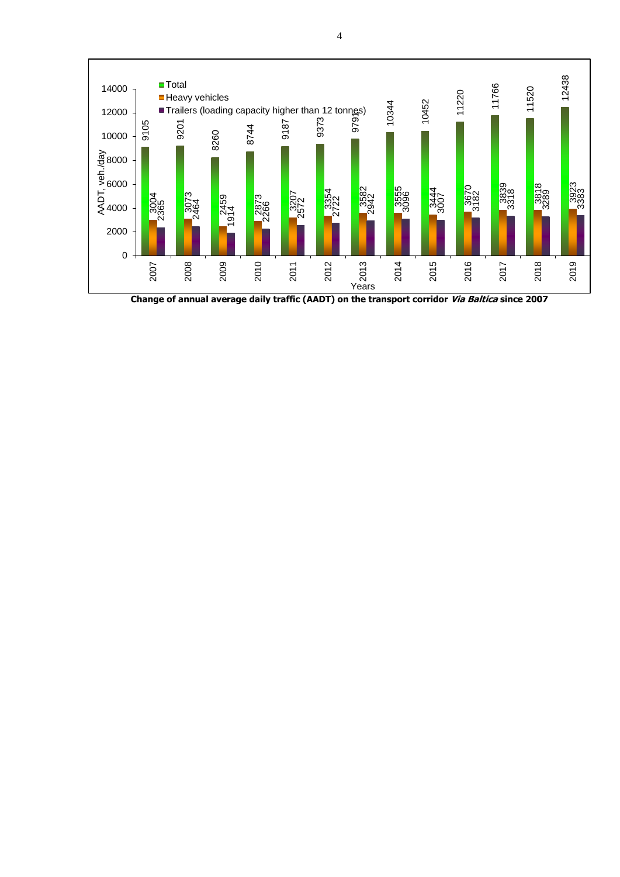Total
Heavy vehicles
Trailers (loading capacity higher than 12 tonnes)

AADT, veh./day

14000
12000
10000
8000
6000
4000
2000
0

9105 3004 2365
9201 3073 2464
8260 2459 1914
8744 2873 2266
9187 3207 2572
9373 3354 2722
9791 3582 2942
10344 3555 3096
10452 3444 3007
11220 3670 3182
11766 3839 3318
11520 3818 3289
12438 3923 3383

2007 2008 2009 2010 2011 2012 2013 2014 2015 2016 2017 2018 2019

Years

**Change of annual average daily traffic (AADT) on the transport corridor *Via Baltica* since 2007**